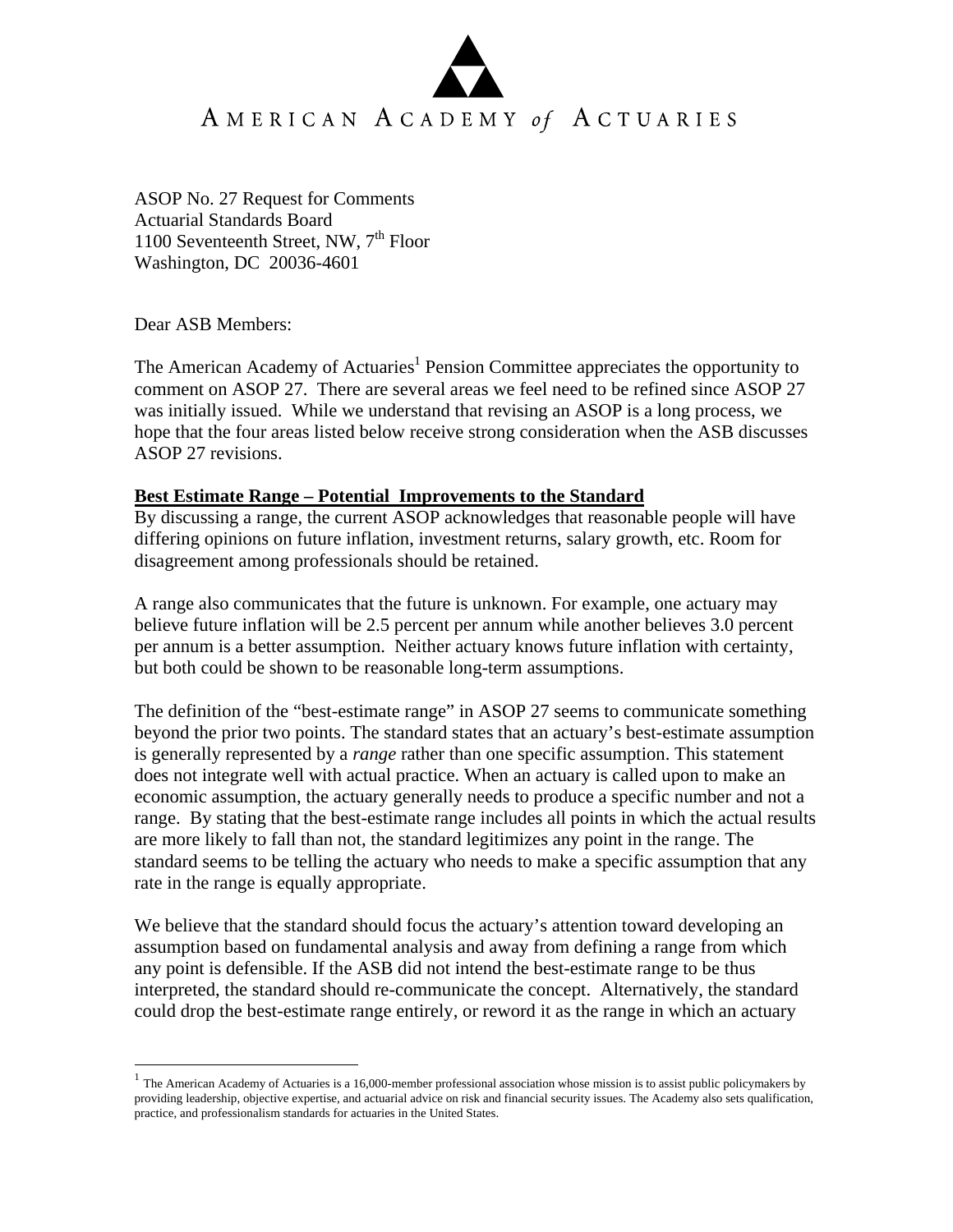# AMERICAN ACADEMY *of* ACTUARIES

ASOP No. 27 Request for Comments
Actuarial Standards Board
1100 Seventeenth Street, NW, 7th Floor
Washington, DC 20036-4601

Dear ASB Members:

The American Academy of Actuaries[1] Pension Committee appreciates the opportunity to comment on ASOP 27. There are several areas we feel need to be refined since ASOP 27 was initially issued. While we understand that revising an ASOP is a long process, we hope that the four areas listed below receive strong consideration when the ASB discusses ASOP 27 revisions.

**Best Estimate Range – Potential Improvements to the Standard**

By discussing a range, the current ASOP acknowledges that reasonable people will have differing opinions on future inflation, investment returns, salary growth, etc. Room for disagreement among professionals should be retained.

A range also communicates that the future is unknown. For example, one actuary may believe future inflation will be 2.5 percent per annum while another believes 3.0 percent per annum is a better assumption. Neither actuary knows future inflation with certainty, but both could be shown to be reasonable long-term assumptions.

The definition of the "best-estimate range" in ASOP 27 seems to communicate something beyond the prior two points. The standard states that an actuary's best-estimate assumption is generally represented by a *range* rather than one specific assumption. This statement does not integrate well with actual practice. When an actuary is called upon to make an economic assumption, the actuary generally needs to produce a specific number and not a range. By stating that the best-estimate range includes all points in which the actual results are more likely to fall than not, the standard legitimizes any point in the range. The standard seems to be telling the actuary who needs to make a specific assumption that any rate in the range is equally appropriate.

We believe that the standard should focus the actuary's attention toward developing an assumption based on fundamental analysis and away from defining a range from which any point is defensible. If the ASB did not intend the best-estimate range to be thus interpreted, the standard should re-communicate the concept. Alternatively, the standard could drop the best-estimate range entirely, or reword it as the range in which an actuary

[1] The American Academy of Actuaries is a 16,000-member professional association whose mission is to assist public policymakers by providing leadership, objective expertise, and actuarial advice on risk and financial security issues. The Academy also sets qualification, practice, and professionalism standards for actuaries in the United States.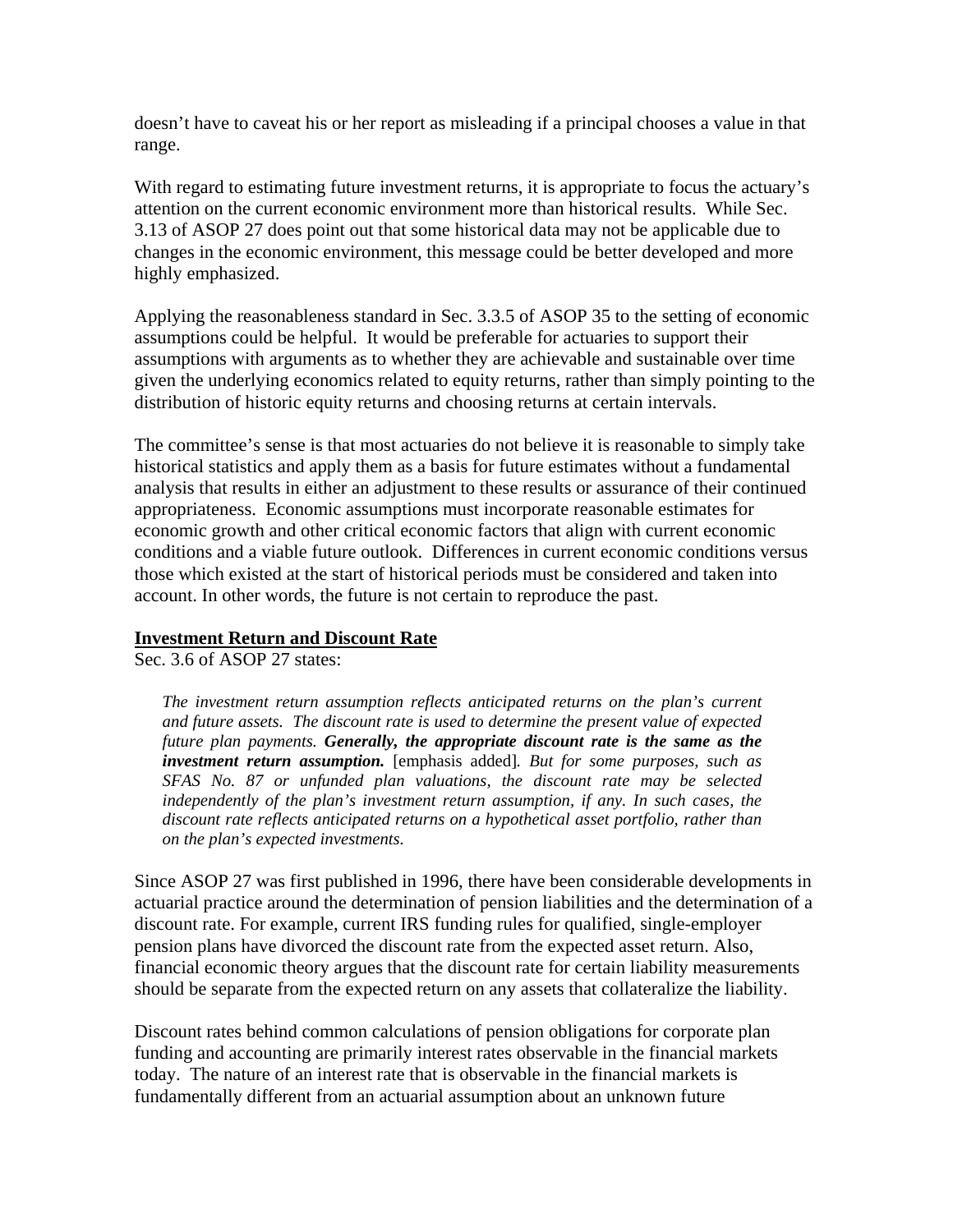doesn't have to caveat his or her report as misleading if a principal chooses a value in that range.

With regard to estimating future investment returns, it is appropriate to focus the actuary's attention on the current economic environment more than historical results. While Sec. 3.13 of ASOP 27 does point out that some historical data may not be applicable due to changes in the economic environment, this message could be better developed and more highly emphasized.

Applying the reasonableness standard in Sec. 3.3.5 of ASOP 35 to the setting of economic assumptions could be helpful. It would be preferable for actuaries to support their assumptions with arguments as to whether they are achievable and sustainable over time given the underlying economics related to equity returns, rather than simply pointing to the distribution of historic equity returns and choosing returns at certain intervals.

The committee's sense is that most actuaries do not believe it is reasonable to simply take historical statistics and apply them as a basis for future estimates without a fundamental analysis that results in either an adjustment to these results or assurance of their continued appropriateness. Economic assumptions must incorporate reasonable estimates for economic growth and other critical economic factors that align with current economic conditions and a viable future outlook. Differences in current economic conditions versus those which existed at the start of historical periods must be considered and taken into account. In other words, the future is not certain to reproduce the past.

**Investment Return and Discount Rate**

Sec. 3.6 of ASOP 27 states:

> *The investment return assumption reflects anticipated returns on the plan's current and future assets. The discount rate is used to determine the present value of expected future plan payments.* ***Generally, the appropriate discount rate is the same as the investment return assumption.*** [emphasis added]*. But for some purposes, such as SFAS No. 87 or unfunded plan valuations, the discount rate may be selected independently of the plan's investment return assumption, if any. In such cases, the discount rate reflects anticipated returns on a hypothetical asset portfolio, rather than on the plan's expected investments.*

Since ASOP 27 was first published in 1996, there have been considerable developments in actuarial practice around the determination of pension liabilities and the determination of a discount rate. For example, current IRS funding rules for qualified, single-employer pension plans have divorced the discount rate from the expected asset return. Also, financial economic theory argues that the discount rate for certain liability measurements should be separate from the expected return on any assets that collateralize the liability.

Discount rates behind common calculations of pension obligations for corporate plan funding and accounting are primarily interest rates observable in the financial markets today. The nature of an interest rate that is observable in the financial markets is fundamentally different from an actuarial assumption about an unknown future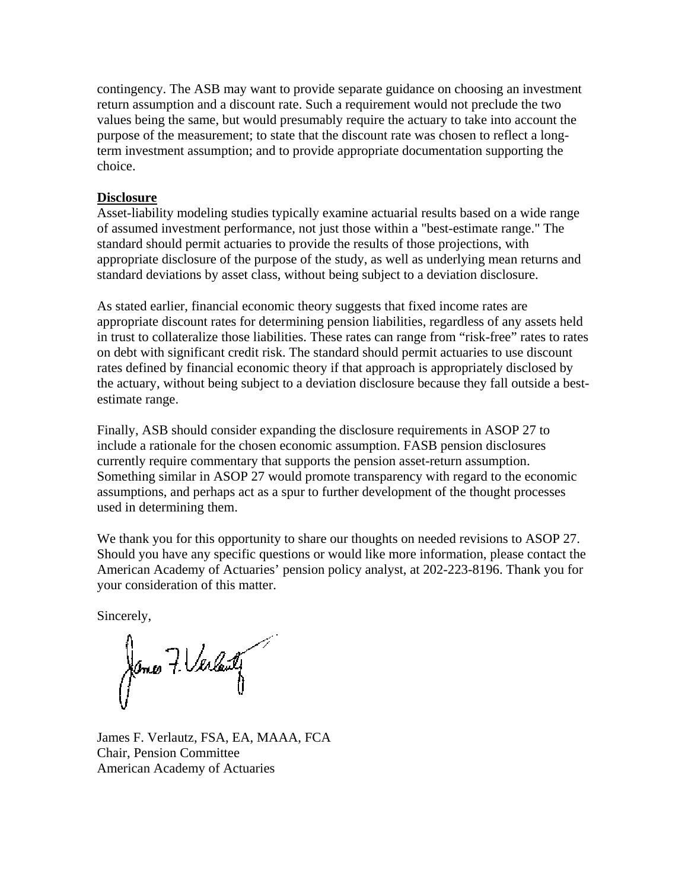contingency. The ASB may want to provide separate guidance on choosing an investment return assumption and a discount rate. Such a requirement would not preclude the two values being the same, but would presumably require the actuary to take into account the purpose of the measurement; to state that the discount rate was chosen to reflect a long-term investment assumption; and to provide appropriate documentation supporting the choice.

**Disclosure**

Asset-liability modeling studies typically examine actuarial results based on a wide range of assumed investment performance, not just those within a "best-estimate range." The standard should permit actuaries to provide the results of those projections, with appropriate disclosure of the purpose of the study, as well as underlying mean returns and standard deviations by asset class, without being subject to a deviation disclosure.

As stated earlier, financial economic theory suggests that fixed income rates are appropriate discount rates for determining pension liabilities, regardless of any assets held in trust to collateralize those liabilities. These rates can range from "risk-free" rates to rates on debt with significant credit risk. The standard should permit actuaries to use discount rates defined by financial economic theory if that approach is appropriately disclosed by the actuary, without being subject to a deviation disclosure because they fall outside a best-estimate range.

Finally, ASB should consider expanding the disclosure requirements in ASOP 27 to include a rationale for the chosen economic assumption. FASB pension disclosures currently require commentary that supports the pension asset-return assumption. Something similar in ASOP 27 would promote transparency with regard to the economic assumptions, and perhaps act as a spur to further development of the thought processes used in determining them.

We thank you for this opportunity to share our thoughts on needed revisions to ASOP 27. Should you have any specific questions or would like more information, please contact the American Academy of Actuaries' pension policy analyst, at 202-223-8196. Thank you for your consideration of this matter.

Sincerely,

James F. Verlautz, FSA, EA, MAAA, FCA
Chair, Pension Committee
American Academy of Actuaries